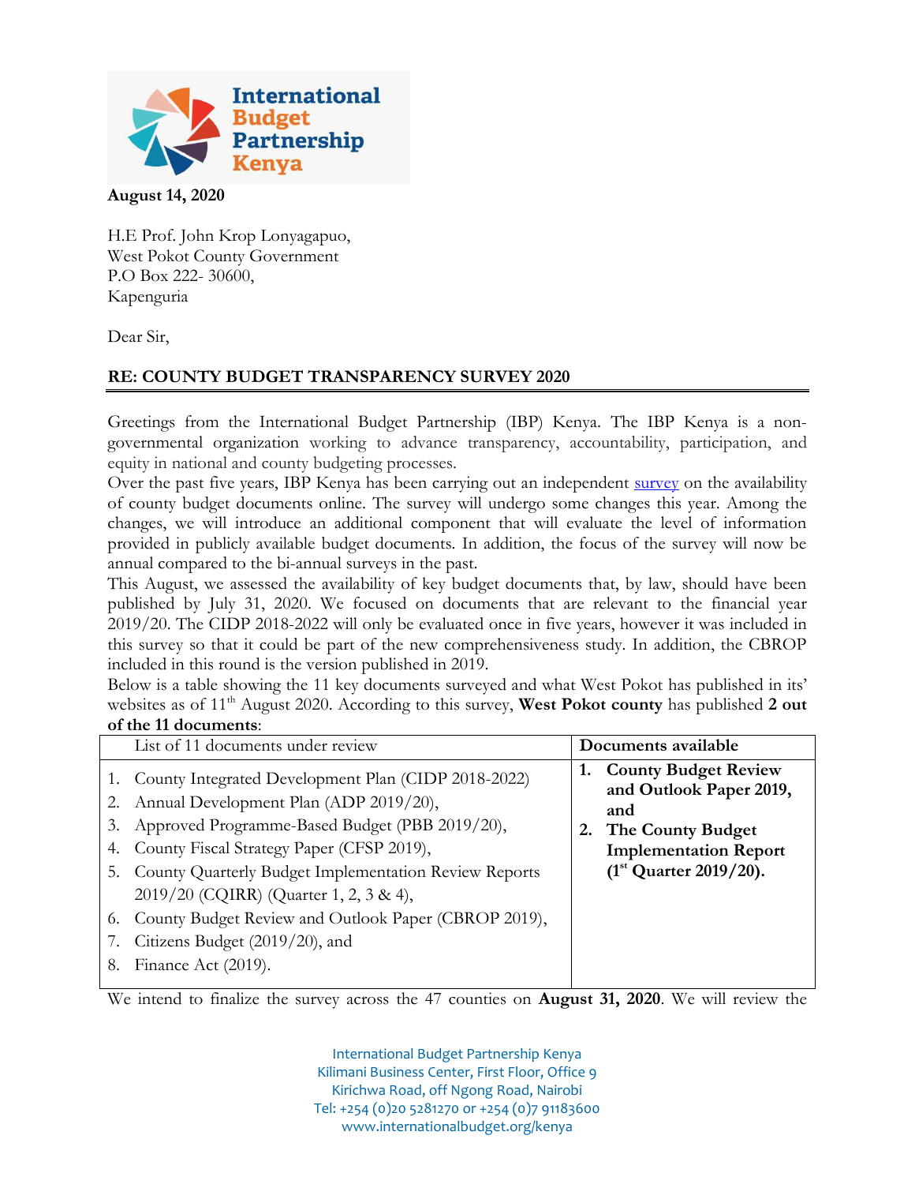**August 14, 2020**

H.E Prof. John Krop Lonyagapuo,
West Pokot County Government
P.O Box 222- 30600,
Kapenguria

Dear Sir,

**RE: COUNTY BUDGET TRANSPARENCY SURVEY 2020**

Greetings from the International Budget Partnership (IBP) Kenya. The IBP Kenya is a non-governmental organization working to advance transparency, accountability, participation, and equity in national and county budgeting processes.

Over the past five years, IBP Kenya has been carrying out an independent survey on the availability of county budget documents online. The survey will undergo some changes this year. Among the changes, we will introduce an additional component that will evaluate the level of information provided in publicly available budget documents. In addition, the focus of the survey will now be annual compared to the bi-annual surveys in the past.

This August, we assessed the availability of key budget documents that, by law, should have been published by July 31, 2020. We focused on documents that are relevant to the financial year 2019/20. The CIDP 2018-2022 will only be evaluated once in five years, however it was included in this survey so that it could be part of the new comprehensiveness study. In addition, the CBROP included in this round is the version published in 2019.

Below is a table showing the 11 key documents surveyed and what West Pokot has published in its' websites as of 11th August 2020. According to this survey, **West Pokot county** has published **2 out of the 11 documents**:

| List of 11 documents under review | **Documents available** |
| --- | --- |
| 1. County Integrated Development Plan (CIDP 2018-2022)<br>2. Annual Development Plan (ADP 2019/20),<br>3. Approved Programme-Based Budget (PBB 2019/20),<br>4. County Fiscal Strategy Paper (CFSP 2019),<br>5. County Quarterly Budget Implementation Review Reports 2019/20 (CQIRR) (Quarter 1, 2, 3 & 4),<br>6. County Budget Review and Outlook Paper (CBROP 2019),<br>7. Citizens Budget (2019/20), and<br>8. Finance Act (2019). | **1. County Budget Review and Outlook Paper 2019, and**<br>**2. The County Budget Implementation Report (1st Quarter 2019/20).** |

We intend to finalize the survey across the 47 counties on **August 31, 2020**. We will review the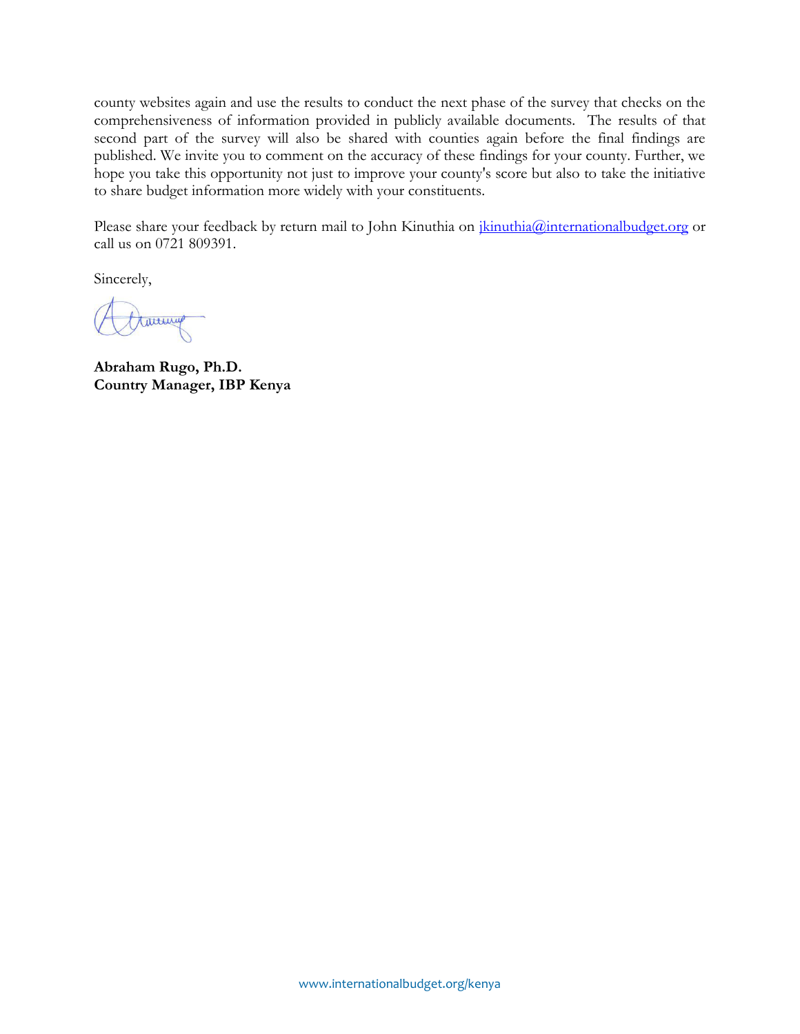county websites again and use the results to conduct the next phase of the survey that checks on the comprehensiveness of information provided in publicly available documents. The results of that second part of the survey will also be shared with counties again before the final findings are published. We invite you to comment on the accuracy of these findings for your county. Further, we hope you take this opportunity not just to improve your county's score but also to take the initiative to share budget information more widely with your constituents.

Please share your feedback by return mail to John Kinuthia on jkinuthia@internationalbudget.org or call us on 0721 809391.

Sincerely,

**Abraham Rugo, Ph.D.**
**Country Manager, IBP Kenya**

www.internationalbudget.org/kenya